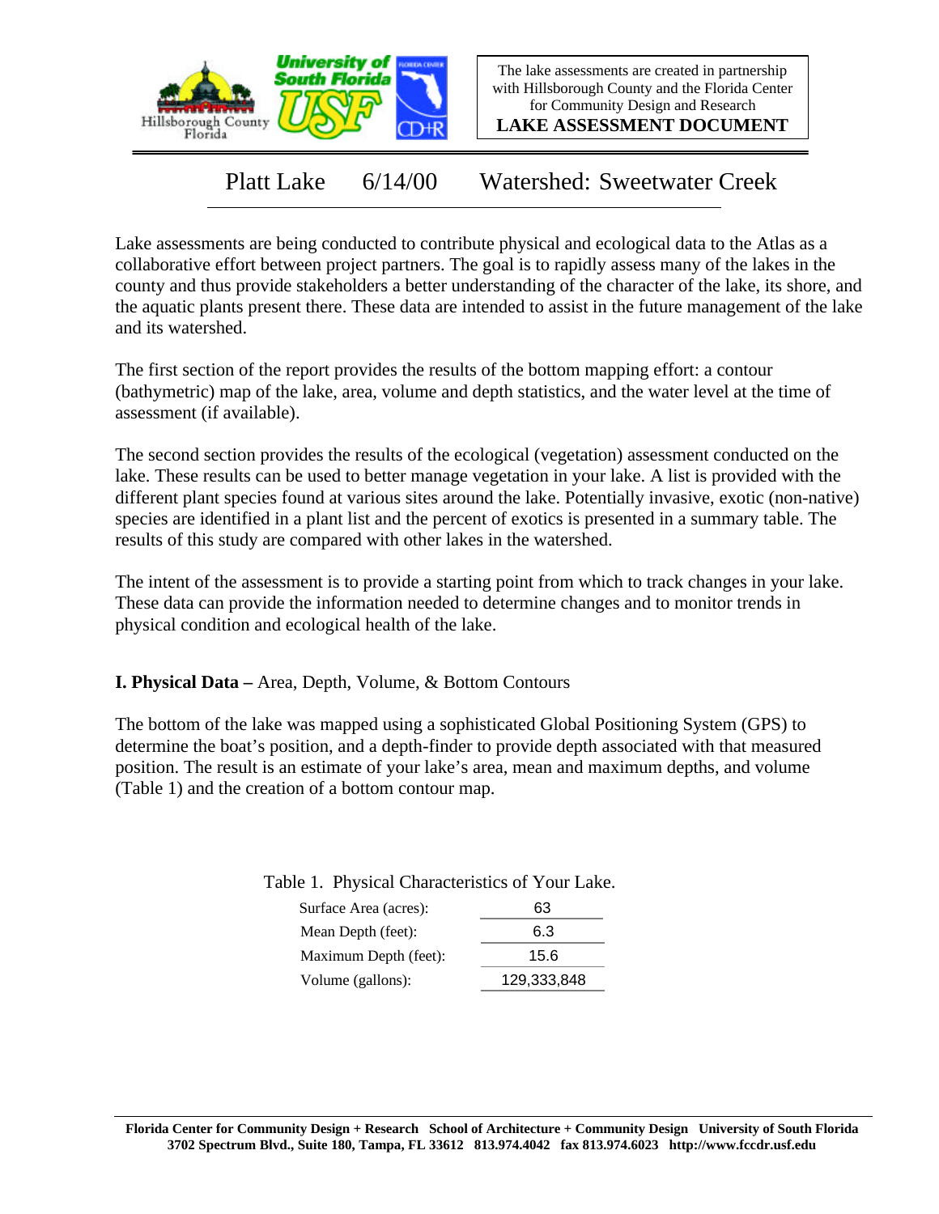The lake assessments are created in partnership with Hillsborough County and the Florida Center for Community Design and Research

**LAKE ASSESSMENT DOCUMENT**

## Platt Lake 6/14/00 Watershed: Sweetwater Creek

Lake assessments are being conducted to contribute physical and ecological data to the Atlas as a collaborative effort between project partners. The goal is to rapidly assess many of the lakes in the county and thus provide stakeholders a better understanding of the character of the lake, its shore, and the aquatic plants present there. These data are intended to assist in the future management of the lake and its watershed.

The first section of the report provides the results of the bottom mapping effort: a contour (bathymetric) map of the lake, area, volume and depth statistics, and the water level at the time of assessment (if available).

The second section provides the results of the ecological (vegetation) assessment conducted on the lake. These results can be used to better manage vegetation in your lake. A list is provided with the different plant species found at various sites around the lake. Potentially invasive, exotic (non-native) species are identified in a plant list and the percent of exotics is presented in a summary table. The results of this study are compared with other lakes in the watershed.

The intent of the assessment is to provide a starting point from which to track changes in your lake. These data can provide the information needed to determine changes and to monitor trends in physical condition and ecological health of the lake.

### I. Physical Data – Area, Depth, Volume, & Bottom Contours

The bottom of the lake was mapped using a sophisticated Global Positioning System (GPS) to determine the boat's position, and a depth-finder to provide depth associated with that measured position. The result is an estimate of your lake's area, mean and maximum depths, and volume (Table 1) and the creation of a bottom contour map.

Table 1. Physical Characteristics of Your Lake.

| | |
|---|---|
| Surface Area (acres): | 63 |
| Mean Depth (feet): | 6.3 |
| Maximum Depth (feet): | 15.6 |
| Volume (gallons): | 129,333,848 |

**Florida Center for Community Design + Research School of Architecture + Community Design University of South Florida 3702 Spectrum Blvd., Suite 180, Tampa, FL 33612 813.974.4042 fax 813.974.6023 http://www.fccdr.usf.edu**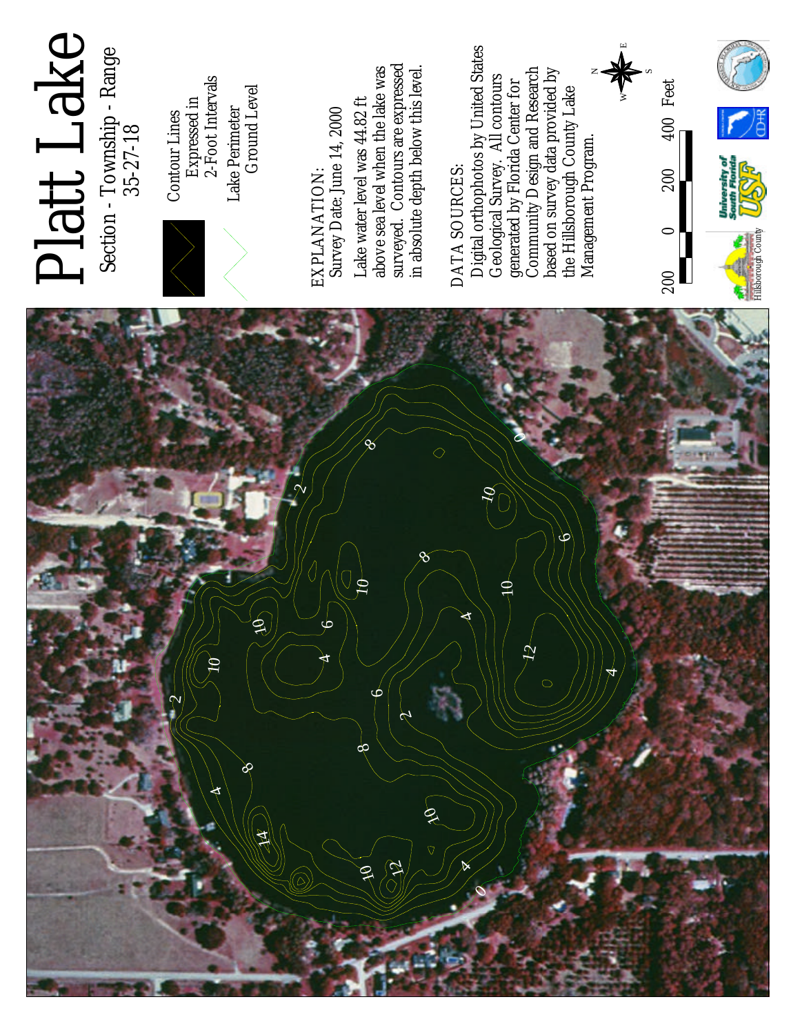# Platt Lake

Section - Township - Range
35-27-18

Contour Lines
Expressed in
2-Foot Intervals

Lake Perimeter
Ground Level

EXPLANATION:
Survey Date: June 14, 2000

Lake water level was 44.82 ft above sea level when the lake was surveyed. Contours are expressed in absolute depth below this level.

DATA SOURCES:
Digital orthophotos by United States Geological Survey. All contours generated by Florida Center for Community Design and Research based on survey data provided by the Hillsborough County Lake Management Program.

N
E
S
W

200 0 200 400 Feet

Hillsborough County

University of South Florida USF

0
2
4
6
8
10
12
14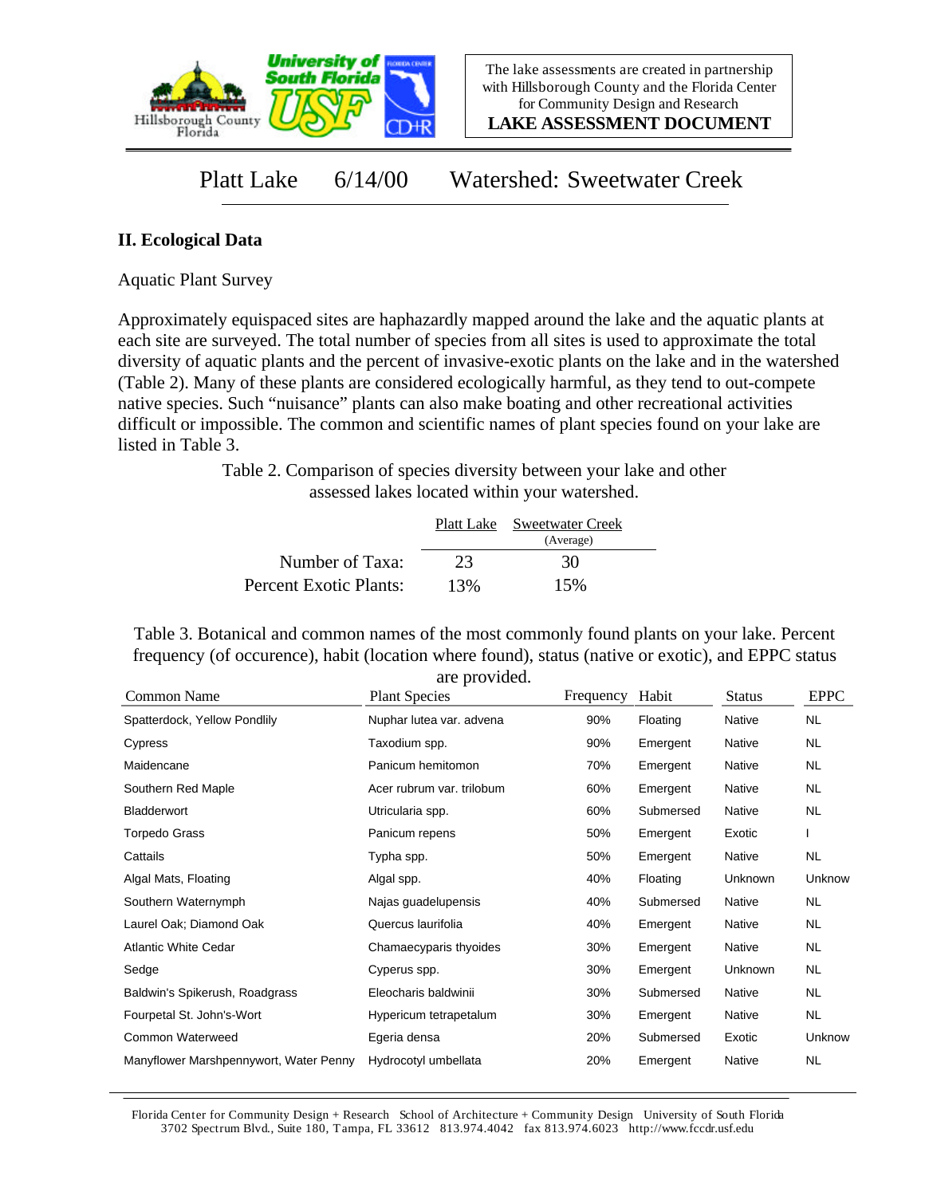The lake assessments are created in partnership with Hillsborough County and the Florida Center for Community Design and Research

**LAKE ASSESSMENT DOCUMENT**

# Platt Lake 6/14/00 Watershed: Sweetwater Creek

## II. Ecological Data

Aquatic Plant Survey

Approximately equispaced sites are haphazardly mapped around the lake and the aquatic plants at each site are surveyed. The total number of species from all sites is used to approximate the total diversity of aquatic plants and the percent of invasive-exotic plants on the lake and in the watershed (Table 2). Many of these plants are considered ecologically harmful, as they tend to out-compete native species. Such "nuisance" plants can also make boating and other recreational activities difficult or impossible. The common and scientific names of plant species found on your lake are listed in Table 3.

Table 2. Comparison of species diversity between your lake and other assessed lakes located within your watershed.

| | Platt Lake | Sweetwater Creek (Average) |
|---|---|---|
| Number of Taxa: | 23 | 30 |
| Percent Exotic Plants: | 13% | 15% |

Table 3. Botanical and common names of the most commonly found plants on your lake. Percent frequency (of occurence), habit (location where found), status (native or exotic), and EPPC status are provided.

| Common Name | Plant Species | Frequency | Habit | Status | EPPC |
|---|---|---|---|---|---|
| Spatterdock, Yellow Pondlily | Nuphar lutea var. advena | 90% | Floating | Native | NL |
| Cypress | Taxodium spp. | 90% | Emergent | Native | NL |
| Maidencane | Panicum hemitomon | 70% | Emergent | Native | NL |
| Southern Red Maple | Acer rubrum var. trilobum | 60% | Emergent | Native | NL |
| Bladderwort | Utricularia spp. | 60% | Submersed | Native | NL |
| Torpedo Grass | Panicum repens | 50% | Emergent | Exotic | I |
| Cattails | Typha spp. | 50% | Emergent | Native | NL |
| Algal Mats, Floating | Algal spp. | 40% | Floating | Unknown | Unknow |
| Southern Waternymph | Najas guadelupensis | 40% | Submersed | Native | NL |
| Laurel Oak; Diamond Oak | Quercus laurifolia | 40% | Emergent | Native | NL |
| Atlantic White Cedar | Chamaecyparis thyoides | 30% | Emergent | Native | NL |
| Sedge | Cyperus spp. | 30% | Emergent | Unknown | NL |
| Baldwin's Spikerush, Roadgrass | Eleocharis baldwinii | 30% | Submersed | Native | NL |
| Fourpetal St. John's-Wort | Hypericum tetrapetalum | 30% | Emergent | Native | NL |
| Common Waterweed | Egeria densa | 20% | Submersed | Exotic | Unknow |
| Manyflower Marshpennywort, Water Penny | Hydrocotyl umbellata | 20% | Emergent | Native | NL |

Florida Center for Community Design + Research School of Architecture + Community Design University of South Florida
3702 Spectrum Blvd., Suite 180, Tampa, FL 33612 813.974.4042 fax 813.974.6023 http://www.fccdr.usf.edu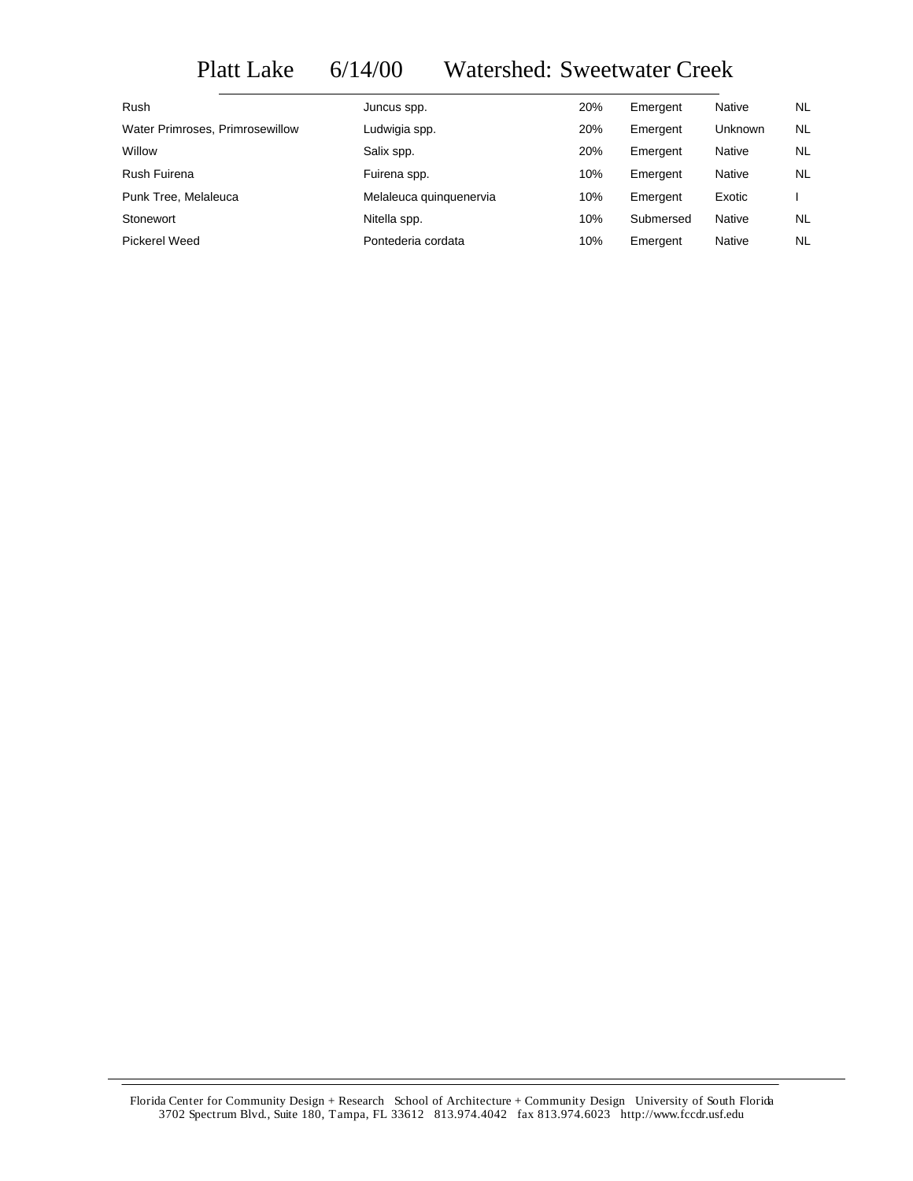# Platt Lake 6/14/00 Watershed: Sweetwater Creek

| | | | | | |
|---|---|---|---|---|---|
| Rush | Juncus spp. | 20% | Emergent | Native | NL |
| Water Primroses, Primrosewillow | Ludwigia spp. | 20% | Emergent | Unknown | NL |
| Willow | Salix spp. | 20% | Emergent | Native | NL |
| Rush Fuirena | Fuirena spp. | 10% | Emergent | Native | NL |
| Punk Tree, Melaleuca | Melaleuca quinquenervia | 10% | Emergent | Exotic | I |
| Stonewort | Nitella spp. | 10% | Submersed | Native | NL |
| Pickerel Weed | Pontederia cordata | 10% | Emergent | Native | NL |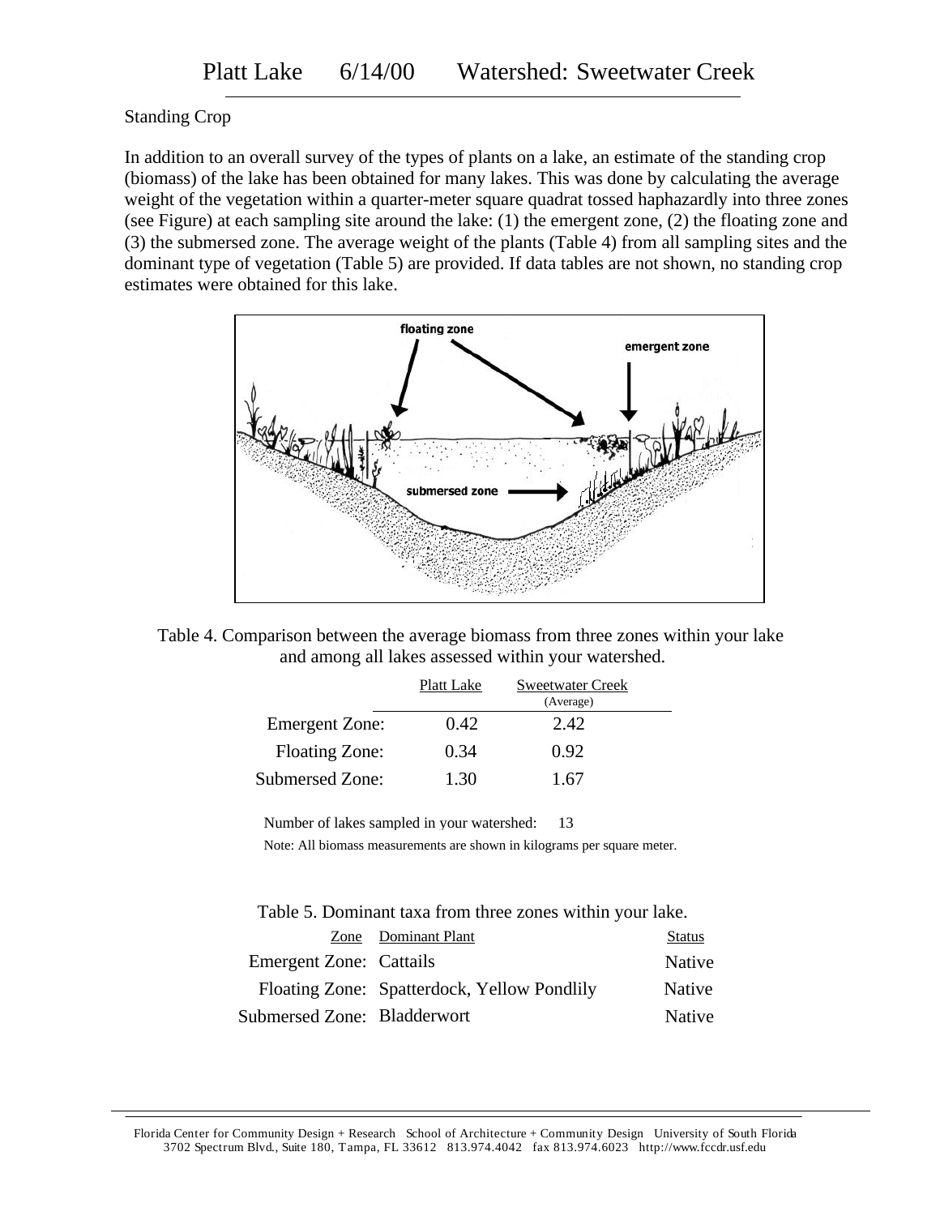Standing Crop

In addition to an overall survey of the types of plants on a lake, an estimate of the standing crop (biomass) of the lake has been obtained for many lakes. This was done by calculating the average weight of the vegetation within a quarter-meter square quadrat tossed haphazardly into three zones (see Figure) at each sampling site around the lake: (1) the emergent zone, (2) the floating zone and (3) the submersed zone. The average weight of the plants (Table 4) from all sampling sites and the dominant type of vegetation (Table 5) are provided. If data tables are not shown, no standing crop estimates were obtained for this lake.

floating zone

emergent zone

submersed zone

Table 4. Comparison between the average biomass from three zones within your lake and among all lakes assessed within your watershed.

| | Platt Lake | Sweetwater Creek (Average) |
|---|---|---|
| Emergent Zone: | 0.42 | 2.42 |
| Floating Zone: | 0.34 | 0.92 |
| Submersed Zone: | 1.30 | 1.67 |

Number of lakes sampled in your watershed: 13

Note: All biomass measurements are shown in kilograms per square meter.

Table 5. Dominant taxa from three zones within your lake.

| Zone | Dominant Plant | Status |
|---|---|---|
| Emergent Zone: | Cattails | Native |
| Floating Zone: | Spatterdock, Yellow Pondlily | Native |
| Submersed Zone: | Bladderwort | Native |